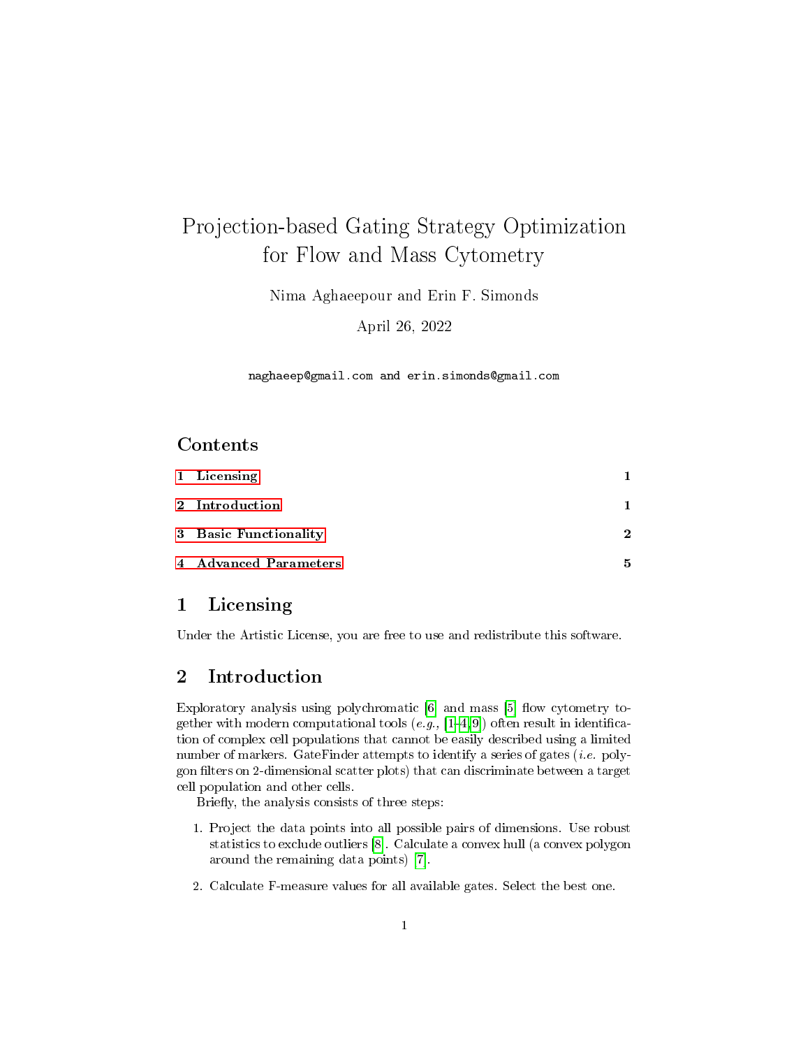# Projection-based Gating Strategy Optimization for Flow and Mass Cytometry

Nima Aghaeepour and Erin F. Simonds

April 26, 2022

`naghaeep@gmail.com and erin.simonds@gmail.com`

## Contents

1 Licensing — 1

2 Introduction — 1

3 Basic Functionality — 2

4 Advanced Parameters — 5

## 1 Licensing

Under the Artistic License, you are free to use and redistribute this software.

## 2 Introduction

Exploratory analysis using polychromatic [6] and mass [5] flow cytometry together with modern computational tools (*e.g.,* [1–4,9]) often result in identification of complex cell populations that cannot be easily described using a limited number of markers. GateFinder attempts to identify a series of gates (*i.e.* polygon filters on 2-dimensional scatter plots) that can discriminate between a target cell population and other cells.

Briefly, the analysis consists of three steps:

1. Project the data points into all possible pairs of dimensions. Use robust statistics to exclude outliers [8]. Calculate a convex hull (a convex polygon around the remaining data points) [7].
2. Calculate F-measure values for all available gates. Select the best one.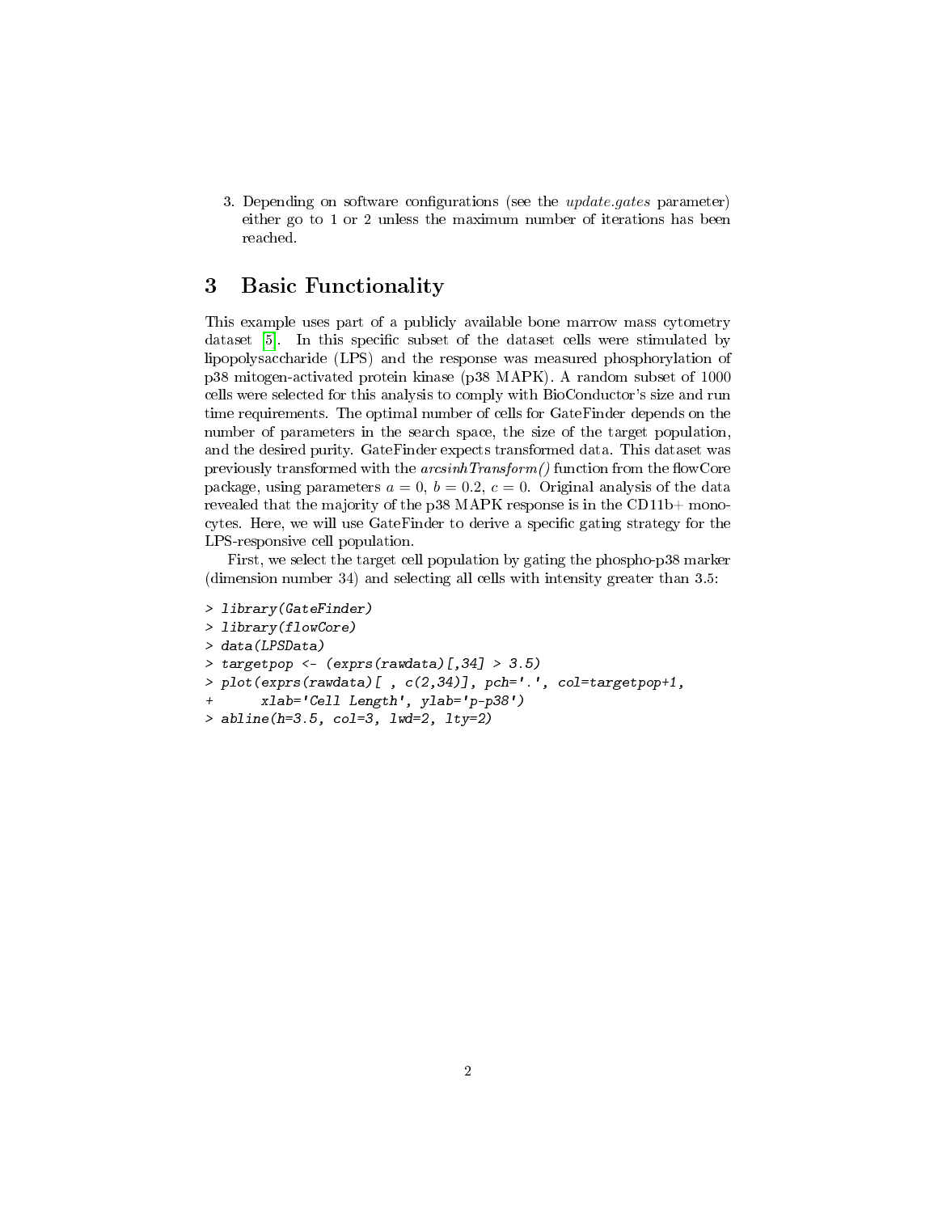3. Depending on software configurations (see the *update.gates* parameter) either go to 1 or 2 unless the maximum number of iterations has been reached.

# 3 Basic Functionality

This example uses part of a publicly available bone marrow mass cytometry dataset [5]. In this specific subset of the dataset cells were stimulated by lipopolysaccharide (LPS) and the response was measured phosphorylation of p38 mitogen-activated protein kinase (p38 MAPK). A random subset of 1000 cells were selected for this analysis to comply with BioConductor's size and run time requirements. The optimal number of cells for GateFinder depends on the number of parameters in the search space, the size of the target population, and the desired purity. GateFinder expects transformed data. This dataset was previously transformed with the *arcsinhTransform()* function from the flowCore package, using parameters $a = 0$, $b = 0.2$, $c = 0$. Original analysis of the data revealed that the majority of the p38 MAPK response is in the CD11b+ monocytes. Here, we will use GateFinder to derive a specific gating strategy for the LPS-responsive cell population.

First, we select the target cell population by gating the phospho-p38 marker (dimension number 34) and selecting all cells with intensity greater than 3.5:

```
> library(GateFinder)
> library(flowCore)
> data(LPSData)
> targetpop <- (exprs(rawdata)[,34] > 3.5)
> plot(exprs(rawdata)[ , c(2,34)], pch='.', col=targetpop+1,
+      xlab='Cell Length', ylab='p-p38')
> abline(h=3.5, col=3, lwd=2, lty=2)
```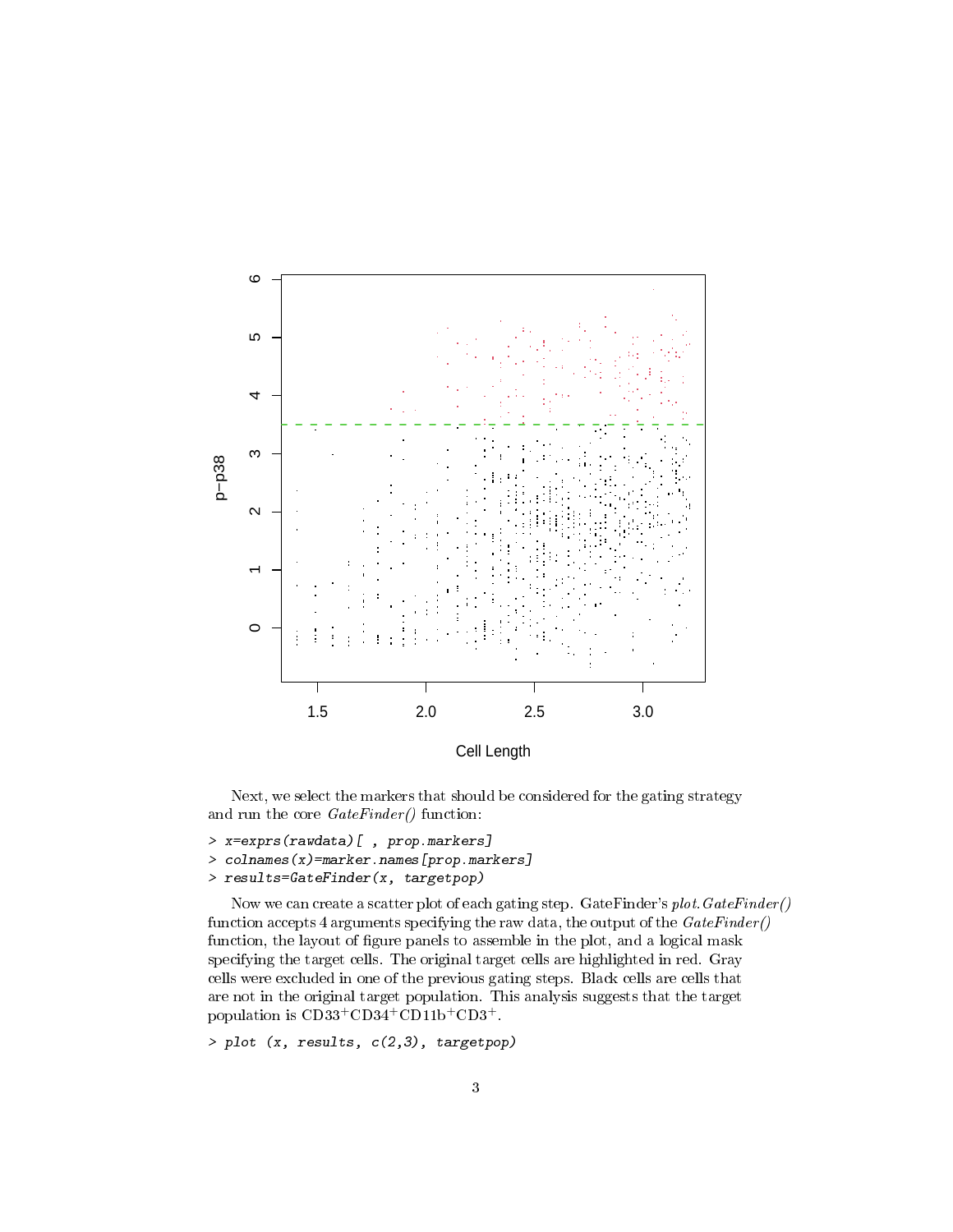Next, we select the markers that should be considered for the gating strategy and run the core *GateFinder()* function:

```
> x=exprs(rawdata)[ , prop.markers]
> colnames(x)=marker.names[prop.markers]
> results=GateFinder(x, targetpop)
```

Now we can create a scatter plot of each gating step. GateFinder's *plot.GateFinder()* function accepts 4 arguments specifying the raw data, the output of the *GateFinder()* function, the layout of figure panels to assemble in the plot, and a logical mask specifying the target cells. The original target cells are highlighted in red. Gray cells were excluded in one of the previous gating steps. Black cells are cells that are not in the original target population. This analysis suggests that the target population is $CD33^{+}CD34^{+}CD11b^{+}CD3^{+}$.

```
> plot (x, results, c(2,3), targetpop)
```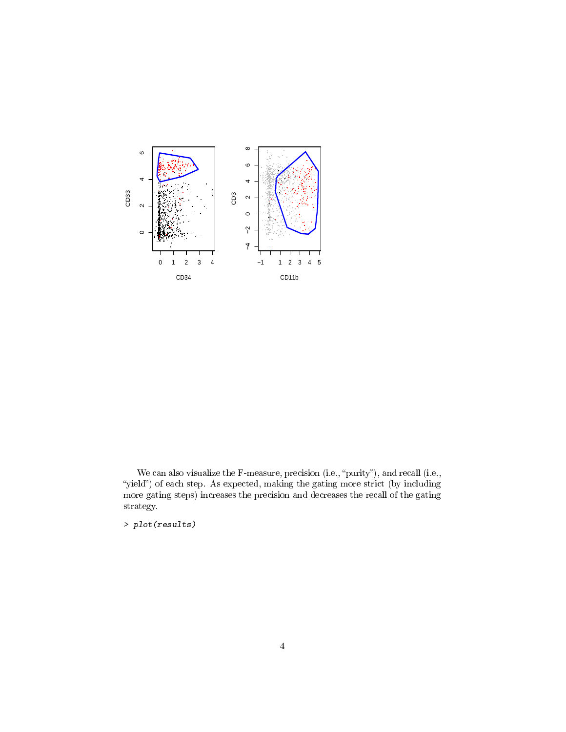We can also visualize the F-measure, precision (i.e., "purity"), and recall (i.e., "yield") of each step. As expected, making the gating more strict (by including more gating steps) increases the precision and decreases the recall of the gating strategy.

```
> plot(results)
```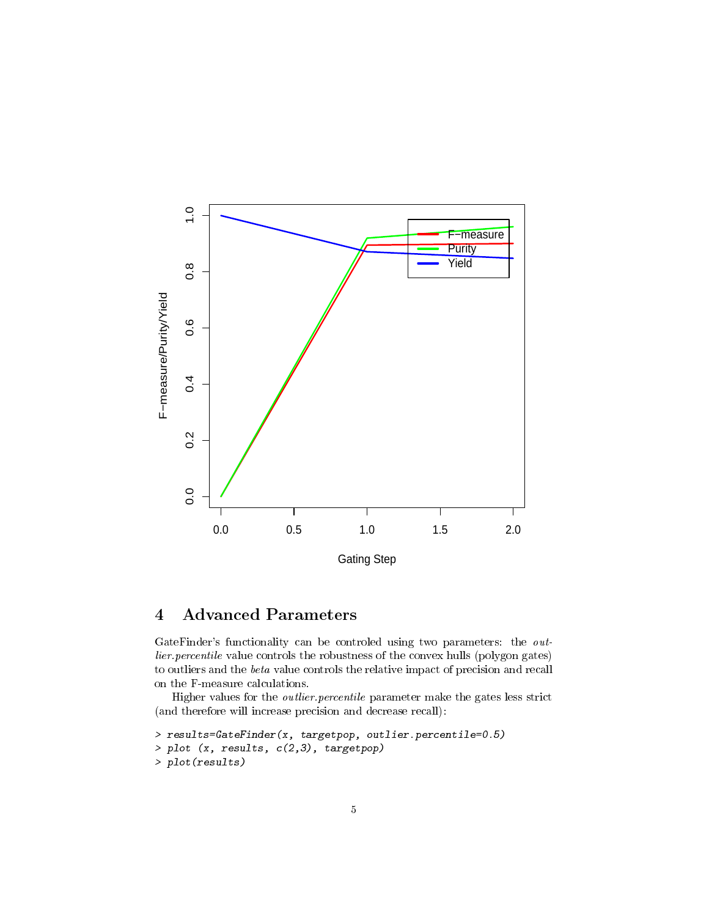## 4 Advanced Parameters

GateFinder's functionality can be controled using two parameters: the *outlier.percentile* value controls the robustness of the convex hulls (polygon gates) to outliers and the *beta* value controls the relative impact of precision and recall on the F-measure calculations.

Higher values for the *outlier.percentile* parameter make the gates less strict (and therefore will increase precision and decrease recall):

```
> results=GateFinder(x, targetpop, outlier.percentile=0.5)
> plot (x, results, c(2,3), targetpop)
> plot(results)
```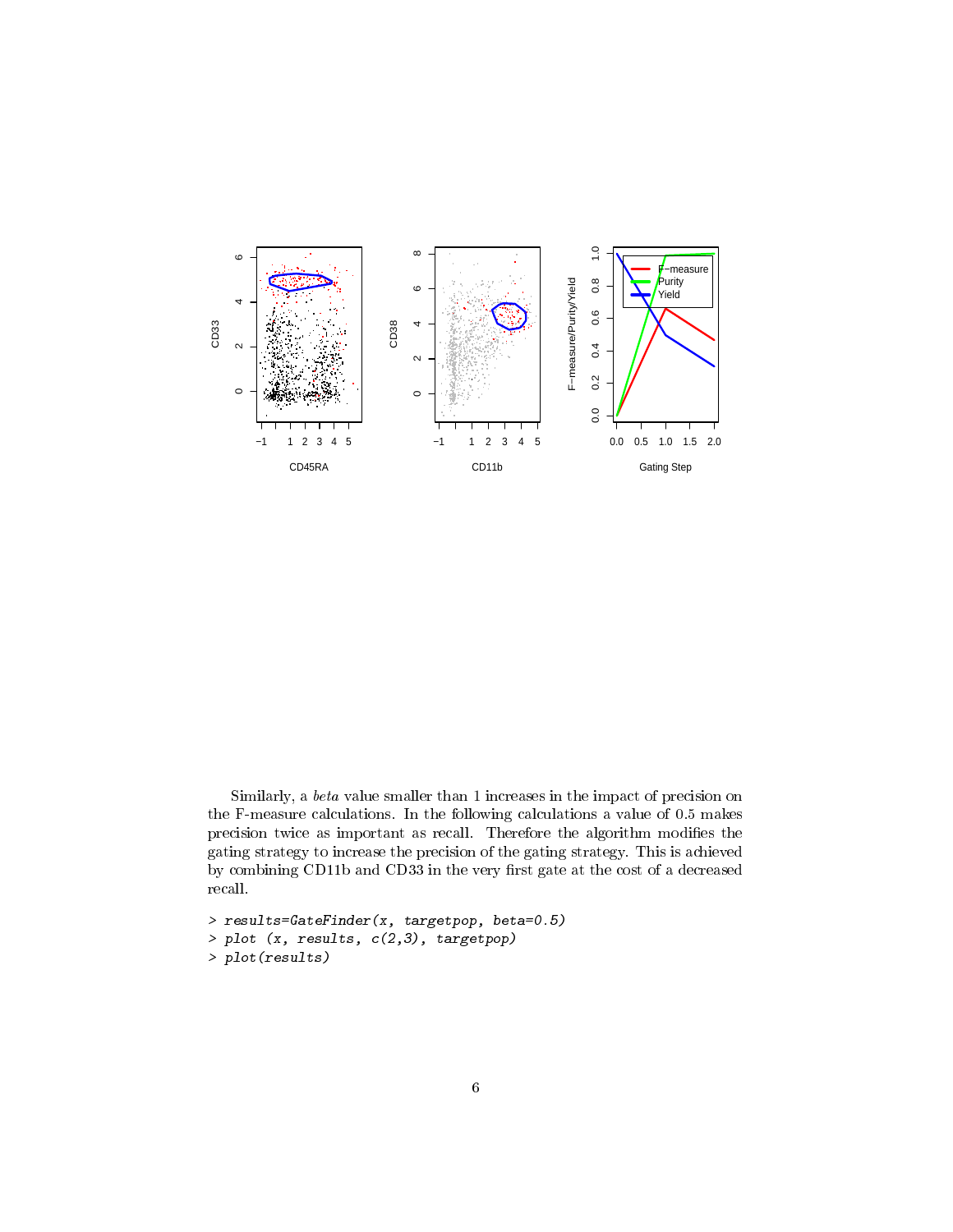Similarly, a *beta* value smaller than 1 increases in the impact of precision on the F-measure calculations. In the following calculations a value of 0.5 makes precision twice as important as recall. Therefore the algorithm modifies the gating strategy to increase the precision of the gating strategy. This is achieved by combining CD11b and CD33 in the very first gate at the cost of a decreased recall.

```
> results=GateFinder(x, targetpop, beta=0.5)
> plot (x, results, c(2,3), targetpop)
> plot(results)
```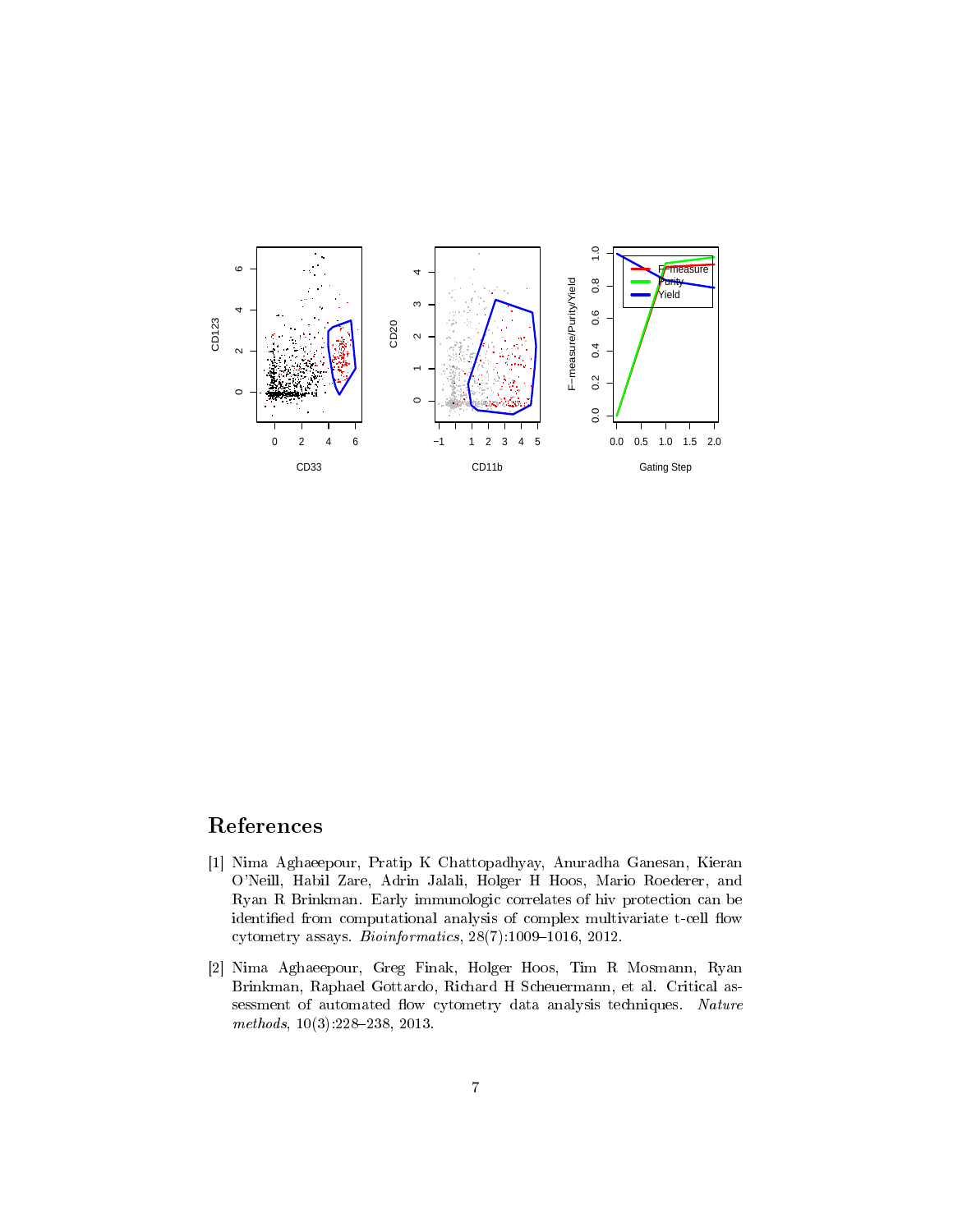# References

[1] Nima Aghaeepour, Pratip K Chattopadhyay, Anuradha Ganesan, Kieran O'Neill, Habil Zare, Adrin Jalali, Holger H Hoos, Mario Roederer, and Ryan R Brinkman. Early immunologic correlates of hiv protection can be identified from computational analysis of complex multivariate t-cell flow cytometry assays. *Bioinformatics*, 28(7):1009–1016, 2012.

[2] Nima Aghaeepour, Greg Finak, Holger Hoos, Tim R Mosmann, Ryan Brinkman, Raphael Gottardo, Richard H Scheuermann, et al. Critical assessment of automated flow cytometry data analysis techniques. *Nature methods*, 10(3):228–238, 2013.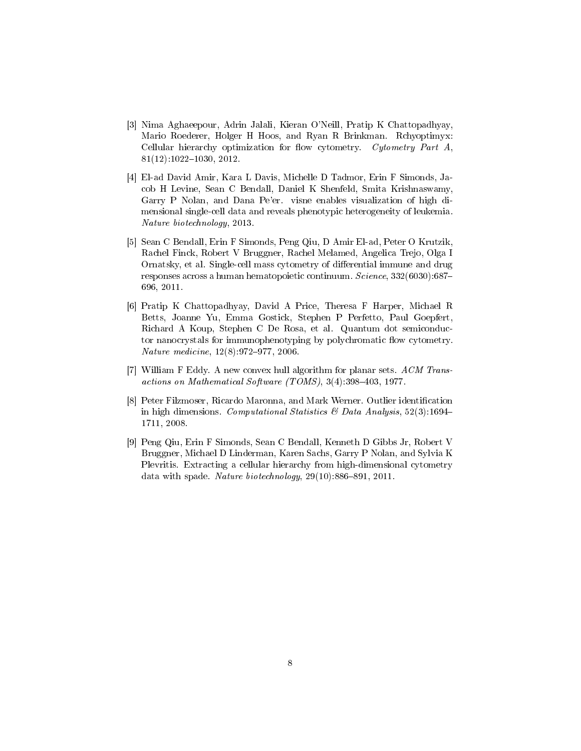[3] Nima Aghaeepour, Adrin Jalali, Kieran O'Neill, Pratip K Chattopadhyay, Mario Roederer, Holger H Hoos, and Ryan R Brinkman. Rchyoptimyx: Cellular hierarchy optimization for flow cytometry. *Cytometry Part A*, 81(12):1022–1030, 2012.

[4] El-ad David Amir, Kara L Davis, Michelle D Tadmor, Erin F Simonds, Jacob H Levine, Sean C Bendall, Daniel K Shenfeld, Smita Krishnaswamy, Garry P Nolan, and Dana Pe'er. visne enables visualization of high dimensional single-cell data and reveals phenotypic heterogeneity of leukemia. *Nature biotechnology*, 2013.

[5] Sean C Bendall, Erin F Simonds, Peng Qiu, D Amir El-ad, Peter O Krutzik, Rachel Finck, Robert V Bruggner, Rachel Melamed, Angelica Trejo, Olga I Ornatsky, et al. Single-cell mass cytometry of differential immune and drug responses across a human hematopoietic continuum. *Science*, 332(6030):687–696, 2011.

[6] Pratip K Chattopadhyay, David A Price, Theresa F Harper, Michael R Betts, Joanne Yu, Emma Gostick, Stephen P Perfetto, Paul Goepfert, Richard A Koup, Stephen C De Rosa, et al. Quantum dot semiconductor nanocrystals for immunophenotyping by polychromatic flow cytometry. *Nature medicine*, 12(8):972–977, 2006.

[7] William F Eddy. A new convex hull algorithm for planar sets. *ACM Transactions on Mathematical Software (TOMS)*, 3(4):398–403, 1977.

[8] Peter Filzmoser, Ricardo Maronna, and Mark Werner. Outlier identification in high dimensions. *Computational Statistics & Data Analysis*, 52(3):1694–1711, 2008.

[9] Peng Qiu, Erin F Simonds, Sean C Bendall, Kenneth D Gibbs Jr, Robert V Bruggner, Michael D Linderman, Karen Sachs, Garry P Nolan, and Sylvia K Plevritis. Extracting a cellular hierarchy from high-dimensional cytometry data with spade. *Nature biotechnology*, 29(10):886–891, 2011.